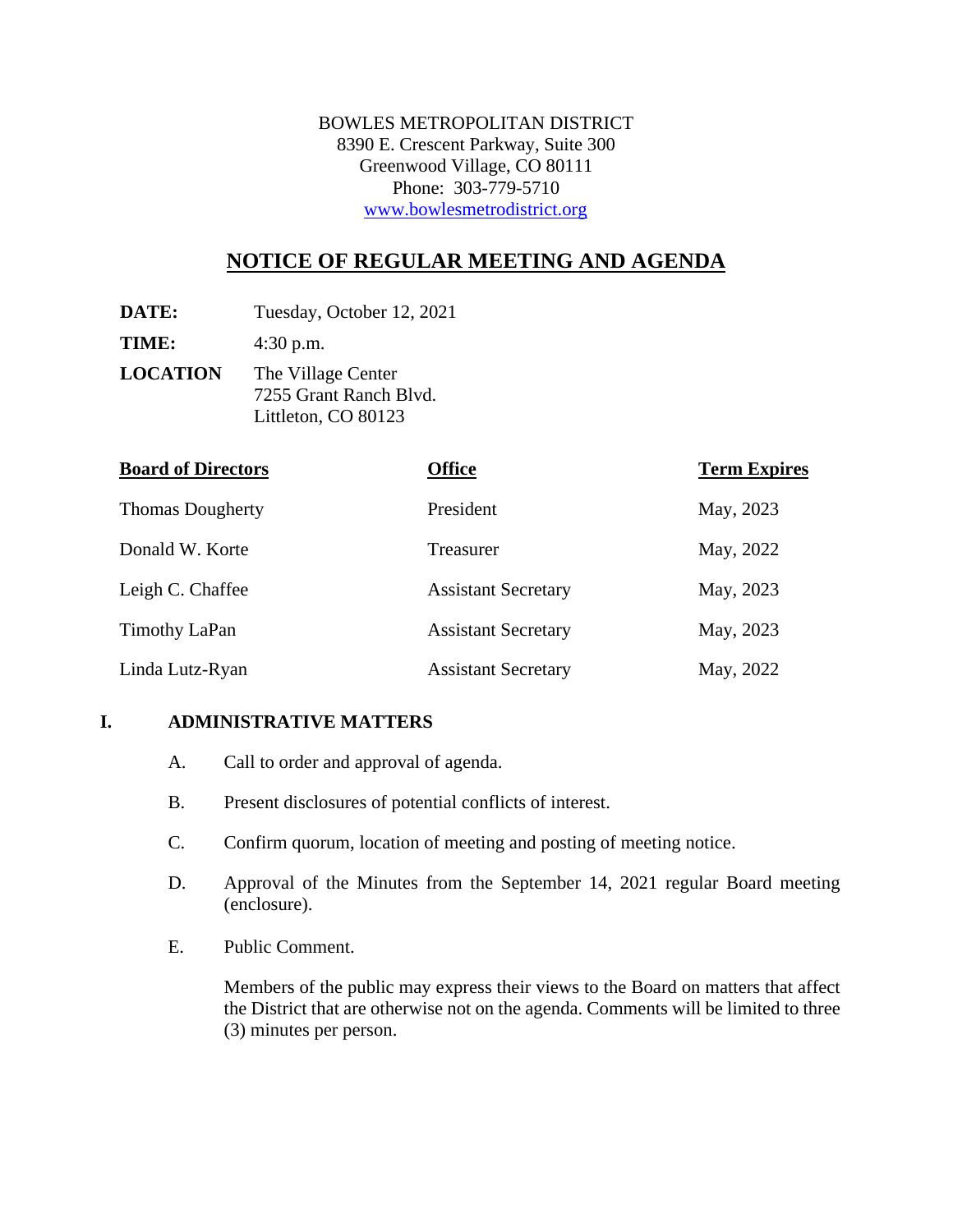BOWLES METROPOLITAN DISTRICT
8390 E. Crescent Parkway, Suite 300
Greenwood Village, CO 80111
Phone: 303-779-5710
www.bowlesmetrodistrict.org

# NOTICE OF REGULAR MEETING AND AGENDA

**DATE:** Tuesday, October 12, 2021

**TIME:** 4:30 p.m.

**LOCATION** The Village Center
7255 Grant Ranch Blvd.
Littleton, CO 80123

| Board of Directors | Office | Term Expires |
|---|---|---|
| Thomas Dougherty | President | May, 2023 |
| Donald W. Korte | Treasurer | May, 2022 |
| Leigh C. Chaffee | Assistant Secretary | May, 2023 |
| Timothy LaPan | Assistant Secretary | May, 2023 |
| Linda Lutz-Ryan | Assistant Secretary | May, 2022 |

## I. ADMINISTRATIVE MATTERS

A. Call to order and approval of agenda.

B. Present disclosures of potential conflicts of interest.

C. Confirm quorum, location of meeting and posting of meeting notice.

D. Approval of the Minutes from the September 14, 2021 regular Board meeting (enclosure).

E. Public Comment.

Members of the public may express their views to the Board on matters that affect the District that are otherwise not on the agenda. Comments will be limited to three (3) minutes per person.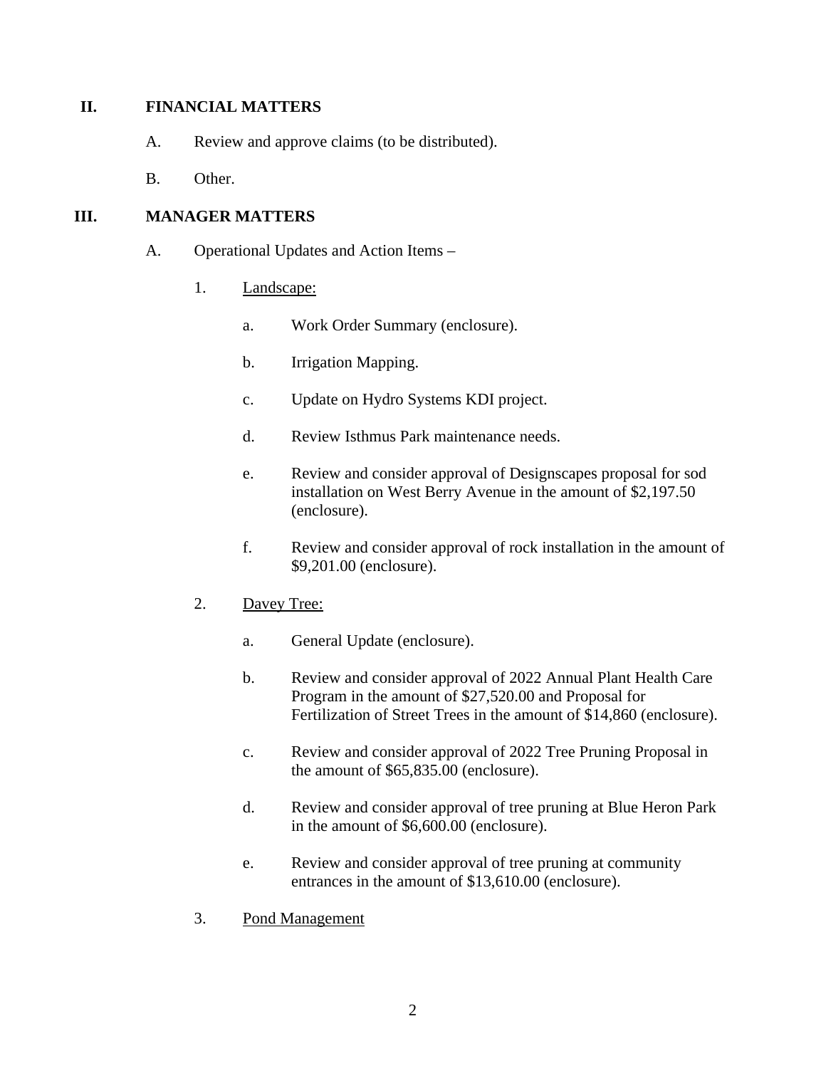## II. FINANCIAL MATTERS

A. Review and approve claims (to be distributed).

B. Other.

## III. MANAGER MATTERS

A. Operational Updates and Action Items –

1. <u>Landscape:</u>

   a. Work Order Summary (enclosure).

   b. Irrigation Mapping.

   c. Update on Hydro Systems KDI project.

   d. Review Isthmus Park maintenance needs.

   e. Review and consider approval of Designscapes proposal for sod installation on West Berry Avenue in the amount of $2,197.50 (enclosure).

   f. Review and consider approval of rock installation in the amount of $9,201.00 (enclosure).

2. <u>Davey Tree:</u>

   a. General Update (enclosure).

   b. Review and consider approval of 2022 Annual Plant Health Care Program in the amount of $27,520.00 and Proposal for Fertilization of Street Trees in the amount of $14,860 (enclosure).

   c. Review and consider approval of 2022 Tree Pruning Proposal in the amount of $65,835.00 (enclosure).

   d. Review and consider approval of tree pruning at Blue Heron Park in the amount of $6,600.00 (enclosure).

   e. Review and consider approval of tree pruning at community entrances in the amount of $13,610.00 (enclosure).

3. <u>Pond Management</u>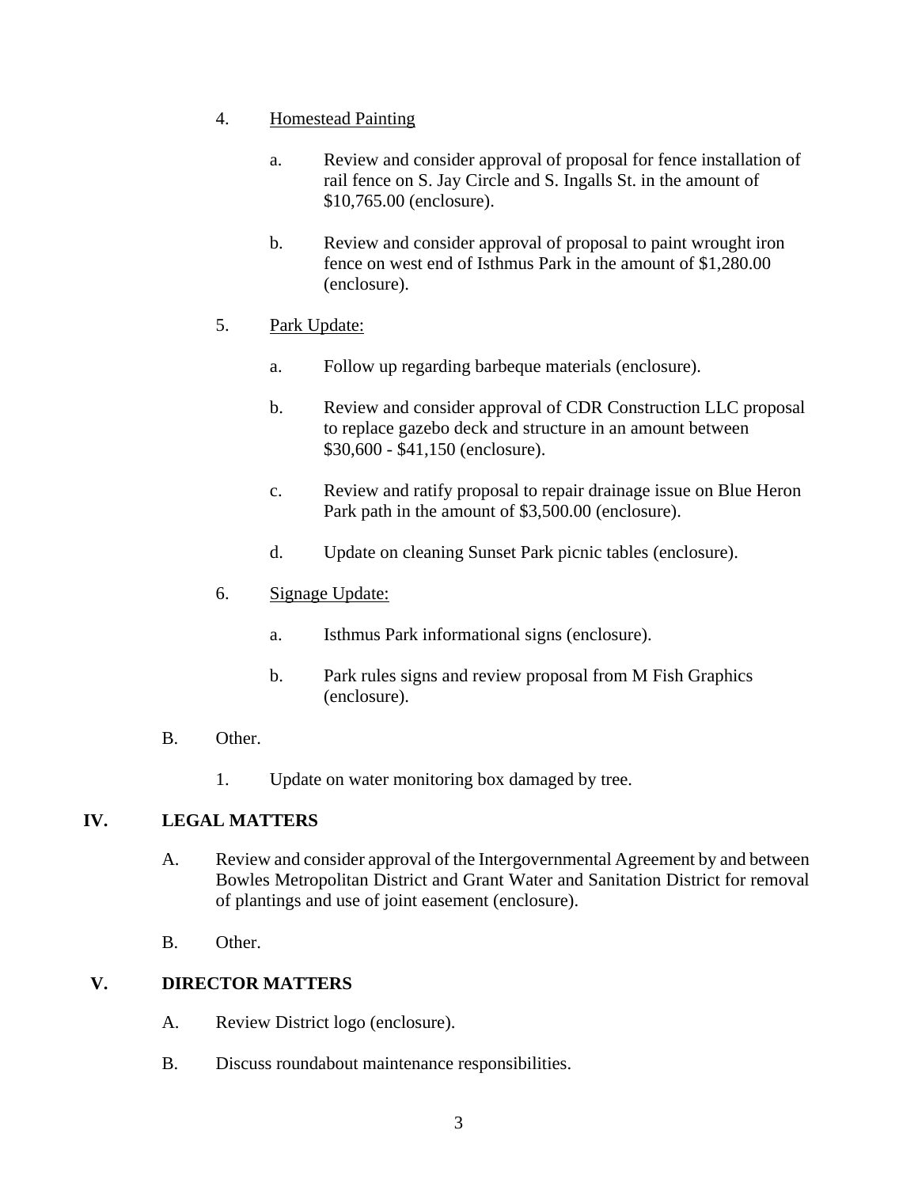4. Homestead Painting

   a. Review and consider approval of proposal for fence installation of rail fence on S. Jay Circle and S. Ingalls St. in the amount of $10,765.00 (enclosure).

   b. Review and consider approval of proposal to paint wrought iron fence on west end of Isthmus Park in the amount of $1,280.00 (enclosure).

5. Park Update:

   a. Follow up regarding barbeque materials (enclosure).

   b. Review and consider approval of CDR Construction LLC proposal to replace gazebo deck and structure in an amount between $30,600 - $41,150 (enclosure).

   c. Review and ratify proposal to repair drainage issue on Blue Heron Park path in the amount of $3,500.00 (enclosure).

   d. Update on cleaning Sunset Park picnic tables (enclosure).

6. Signage Update:

   a. Isthmus Park informational signs (enclosure).

   b. Park rules signs and review proposal from M Fish Graphics (enclosure).

B. Other.

1. Update on water monitoring box damaged by tree.

## IV. LEGAL MATTERS

A. Review and consider approval of the Intergovernmental Agreement by and between Bowles Metropolitan District and Grant Water and Sanitation District for removal of plantings and use of joint easement (enclosure).

B. Other.

## V. DIRECTOR MATTERS

A. Review District logo (enclosure).

B. Discuss roundabout maintenance responsibilities.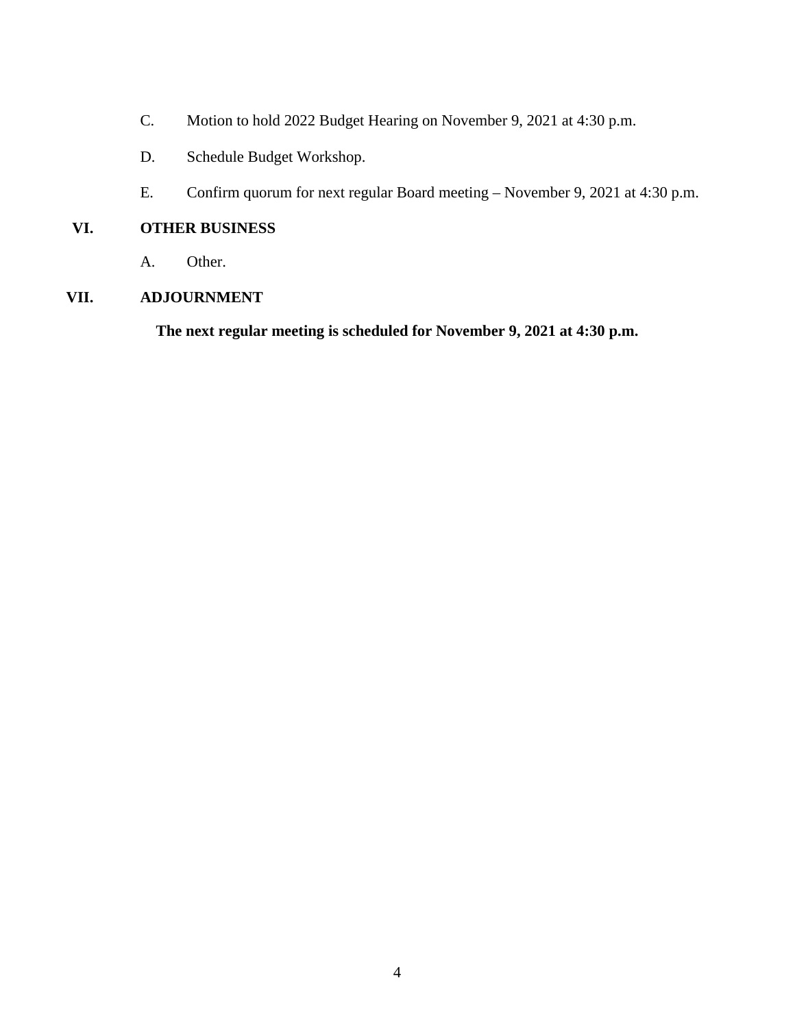C. Motion to hold 2022 Budget Hearing on November 9, 2021 at 4:30 p.m.

D. Schedule Budget Workshop.

E. Confirm quorum for next regular Board meeting – November 9, 2021 at 4:30 p.m.

## VI. OTHER BUSINESS

A. Other.

## VII. ADJOURNMENT

**The next regular meeting is scheduled for November 9, 2021 at 4:30 p.m.**